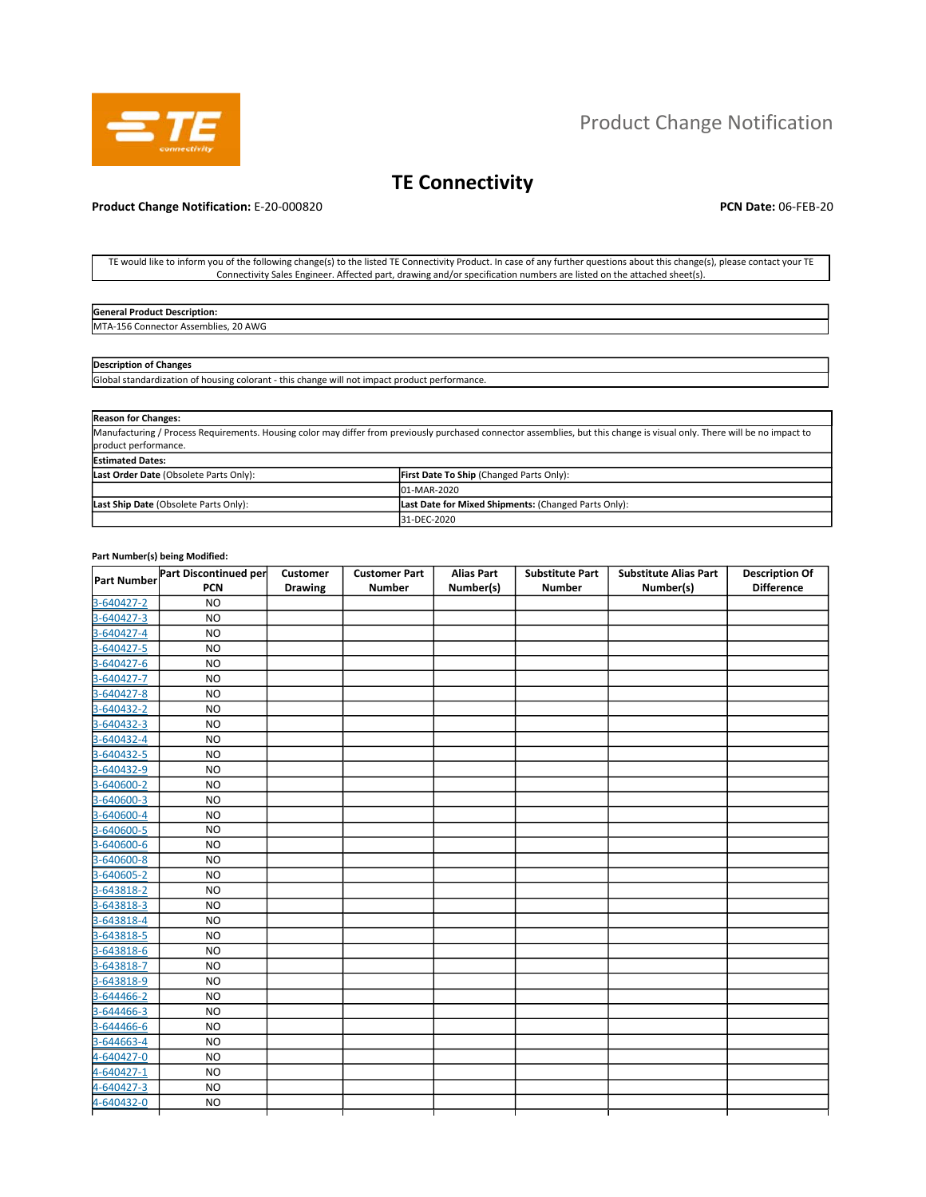Product Change Notification

# TE Connectivity

**Product Change Notification:** E-20-000820

**PCN Date:** 06-FEB-20

TE would like to inform you of the following change(s) to the listed TE Connectivity Product. In case of any further questions about this change(s), please contact your TE Connectivity Sales Engineer. Affected part, drawing and/or specification numbers are listed on the attached sheet(s).

| **General Product Description:** |
|---|
| MTA-156 Connector Assemblies, 20 AWG |

| **Description of Changes** |
|---|
| Global standardization of housing colorant - this change will not impact product performance. |

| **Reason for Changes:** | |
|---|---|
| Manufacturing / Process Requirements. Housing color may differ from previously purchased connector assemblies, but this change is visual only. There will be no impact to product performance. | |
| **Estimated Dates:** | |
| **Last Order Date** (Obsolete Parts Only): | **First Date To Ship** (Changed Parts Only): |
| | 01-MAR-2020 |
| **Last Ship Date** (Obsolete Parts Only): | **Last Date for Mixed Shipments:** (Changed Parts Only): |
| | 31-DEC-2020 |

**Part Number(s) being Modified:**

| Part Number | Part Discontinued per PCN | Customer Drawing | Customer Part Number | Alias Part Number(s) | Substitute Part Number | Substitute Alias Part Number(s) | Description Of Difference |
|---|---|---|---|---|---|---|---|
| 3-640427-2 | NO | | | | | | |
| 3-640427-3 | NO | | | | | | |
| 3-640427-4 | NO | | | | | | |
| 3-640427-5 | NO | | | | | | |
| 3-640427-6 | NO | | | | | | |
| 3-640427-7 | NO | | | | | | |
| 3-640427-8 | NO | | | | | | |
| 3-640432-2 | NO | | | | | | |
| 3-640432-3 | NO | | | | | | |
| 3-640432-4 | NO | | | | | | |
| 3-640432-5 | NO | | | | | | |
| 3-640432-9 | NO | | | | | | |
| 3-640600-2 | NO | | | | | | |
| 3-640600-3 | NO | | | | | | |
| 3-640600-4 | NO | | | | | | |
| 3-640600-5 | NO | | | | | | |
| 3-640600-6 | NO | | | | | | |
| 3-640600-8 | NO | | | | | | |
| 3-640605-2 | NO | | | | | | |
| 3-643818-2 | NO | | | | | | |
| 3-643818-3 | NO | | | | | | |
| 3-643818-4 | NO | | | | | | |
| 3-643818-5 | NO | | | | | | |
| 3-643818-6 | NO | | | | | | |
| 3-643818-7 | NO | | | | | | |
| 3-643818-9 | NO | | | | | | |
| 3-644466-2 | NO | | | | | | |
| 3-644466-3 | NO | | | | | | |
| 3-644466-6 | NO | | | | | | |
| 3-644663-4 | NO | | | | | | |
| 4-640427-0 | NO | | | | | | |
| 4-640427-1 | NO | | | | | | |
| 4-640427-3 | NO | | | | | | |
| 4-640432-0 | NO | | | | | | |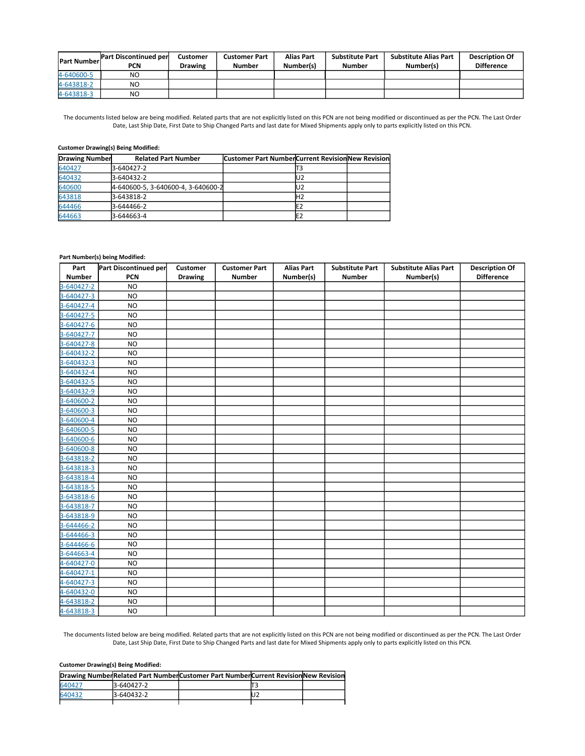| Part Number | Part Discontinued per PCN | Customer Drawing | Customer Part Number | Alias Part Number(s) | Substitute Part Number | Substitute Alias Part Number(s) | Description Of Difference |
|---|---|---|---|---|---|---|---|
| 4-640600-5 | NO | | | | | | |
| 4-643818-2 | NO | | | | | | |
| 4-643818-3 | NO | | | | | | |

The documents listed below are being modified. Related parts that are not explicitly listed on this PCN are not being modified or discontinued as per the PCN. The Last Order Date, Last Ship Date, First Date to Ship Changed Parts and last date for Mixed Shipments apply only to parts explicitly listed on this PCN.

**Customer Drawing(s) Being Modified:**

| Drawing Number | Related Part Number | Customer Part Number | Current Revision | New Revision |
|---|---|---|---|---|
| 640427 | 3-640427-2 | | T3 | |
| 640432 | 3-640432-2 | | U2 | |
| 640600 | 4-640600-5, 3-640600-4, 3-640600-2 | | U2 | |
| 643818 | 3-643818-2 | | H2 | |
| 644466 | 3-644466-2 | | E2 | |
| 644663 | 3-644663-4 | | E2 | |

**Part Number(s) being Modified:**

| Part Number | Part Discontinued per PCN | Customer Drawing | Customer Part Number | Alias Part Number(s) | Substitute Part Number | Substitute Alias Part Number(s) | Description Of Difference |
|---|---|---|---|---|---|---|---|
| 3-640427-2 | NO | | | | | | |
| 3-640427-3 | NO | | | | | | |
| 3-640427-4 | NO | | | | | | |
| 3-640427-5 | NO | | | | | | |
| 3-640427-6 | NO | | | | | | |
| 3-640427-7 | NO | | | | | | |
| 3-640427-8 | NO | | | | | | |
| 3-640432-2 | NO | | | | | | |
| 3-640432-3 | NO | | | | | | |
| 3-640432-4 | NO | | | | | | |
| 3-640432-5 | NO | | | | | | |
| 3-640432-9 | NO | | | | | | |
| 3-640600-2 | NO | | | | | | |
| 3-640600-3 | NO | | | | | | |
| 3-640600-4 | NO | | | | | | |
| 3-640600-5 | NO | | | | | | |
| 3-640600-6 | NO | | | | | | |
| 3-640600-8 | NO | | | | | | |
| 3-643818-2 | NO | | | | | | |
| 3-643818-3 | NO | | | | | | |
| 3-643818-4 | NO | | | | | | |
| 3-643818-5 | NO | | | | | | |
| 3-643818-6 | NO | | | | | | |
| 3-643818-7 | NO | | | | | | |
| 3-643818-9 | NO | | | | | | |
| 3-644466-2 | NO | | | | | | |
| 3-644466-3 | NO | | | | | | |
| 3-644466-6 | NO | | | | | | |
| 3-644663-4 | NO | | | | | | |
| 4-640427-0 | NO | | | | | | |
| 4-640427-1 | NO | | | | | | |
| 4-640427-3 | NO | | | | | | |
| 4-640432-0 | NO | | | | | | |
| 4-643818-2 | NO | | | | | | |
| 4-643818-3 | NO | | | | | | |

The documents listed below are being modified. Related parts that are not explicitly listed on this PCN are not being modified or discontinued as per the PCN. The Last Order Date, Last Ship Date, First Date to Ship Changed Parts and last date for Mixed Shipments apply only to parts explicitly listed on this PCN.

**Customer Drawing(s) Being Modified:**

| Drawing Number | Related Part Number | Customer Part Number | Current Revision | New Revision |
|---|---|---|---|---|
| 640427 | 3-640427-2 | | T3 | |
| 640432 | 3-640432-2 | | U2 | |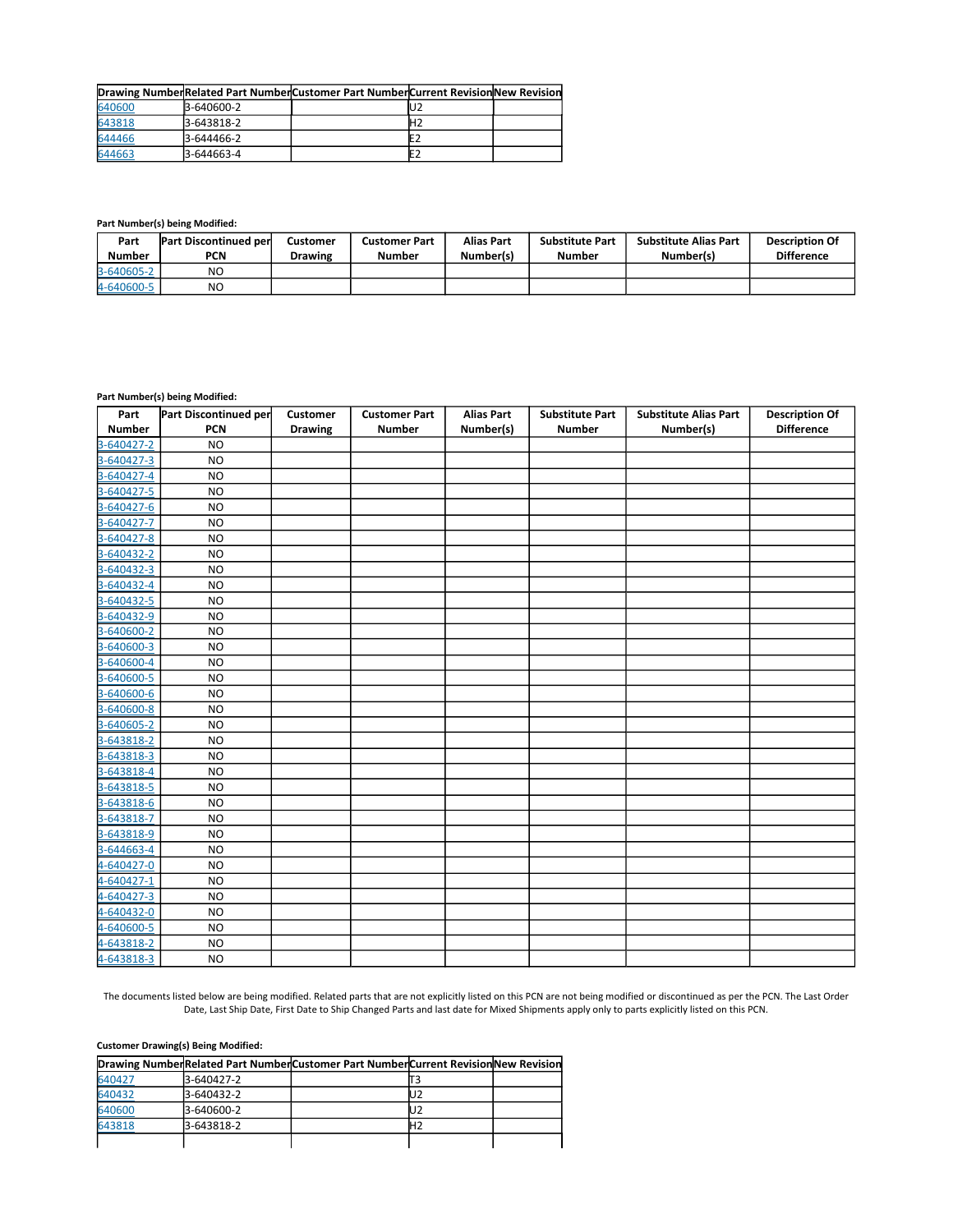| Drawing Number | Related Part Number | Customer Part Number | Current Revision | New Revision |
|---|---|---|---|---|
| 640600 | 3-640600-2 | | U2 | |
| 643818 | 3-643818-2 | | H2 | |
| 644466 | 3-644466-2 | | E2 | |
| 644663 | 3-644663-4 | | E2 | |

**Part Number(s) being Modified:**

| Part Number | Part Discontinued per PCN | Customer Drawing | Customer Part Number | Alias Part Number(s) | Substitute Part Number | Substitute Alias Part Number(s) | Description Of Difference |
|---|---|---|---|---|---|---|---|
| 3-640605-2 | NO | | | | | | |
| 4-640600-5 | NO | | | | | | |

**Part Number(s) being Modified:**

| Part Number | Part Discontinued per PCN | Customer Drawing | Customer Part Number | Alias Part Number(s) | Substitute Part Number | Substitute Alias Part Number(s) | Description Of Difference |
|---|---|---|---|---|---|---|---|
| 3-640427-2 | NO | | | | | | |
| 3-640427-3 | NO | | | | | | |
| 3-640427-4 | NO | | | | | | |
| 3-640427-5 | NO | | | | | | |
| 3-640427-6 | NO | | | | | | |
| 3-640427-7 | NO | | | | | | |
| 3-640427-8 | NO | | | | | | |
| 3-640432-2 | NO | | | | | | |
| 3-640432-3 | NO | | | | | | |
| 3-640432-4 | NO | | | | | | |
| 3-640432-5 | NO | | | | | | |
| 3-640432-9 | NO | | | | | | |
| 3-640600-2 | NO | | | | | | |
| 3-640600-3 | NO | | | | | | |
| 3-640600-4 | NO | | | | | | |
| 3-640600-5 | NO | | | | | | |
| 3-640600-6 | NO | | | | | | |
| 3-640600-8 | NO | | | | | | |
| 3-640605-2 | NO | | | | | | |
| 3-643818-2 | NO | | | | | | |
| 3-643818-3 | NO | | | | | | |
| 3-643818-4 | NO | | | | | | |
| 3-643818-5 | NO | | | | | | |
| 3-643818-6 | NO | | | | | | |
| 3-643818-7 | NO | | | | | | |
| 3-643818-9 | NO | | | | | | |
| 3-644663-4 | NO | | | | | | |
| 4-640427-0 | NO | | | | | | |
| 4-640427-1 | NO | | | | | | |
| 4-640427-3 | NO | | | | | | |
| 4-640432-0 | NO | | | | | | |
| 4-640600-5 | NO | | | | | | |
| 4-643818-2 | NO | | | | | | |
| 4-643818-3 | NO | | | | | | |

The documents listed below are being modified. Related parts that are not explicitly listed on this PCN are not being modified or discontinued as per the PCN. The Last Order Date, Last Ship Date, First Date to Ship Changed Parts and last date for Mixed Shipments apply only to parts explicitly listed on this PCN.

**Customer Drawing(s) Being Modified:**

| Drawing Number | Related Part Number | Customer Part Number | Current Revision | New Revision |
|---|---|---|---|---|
| 640427 | 3-640427-2 | | T3 | |
| 640432 | 3-640432-2 | | U2 | |
| 640600 | 3-640600-2 | | U2 | |
| 643818 | 3-643818-2 | | H2 | |
| | | | | |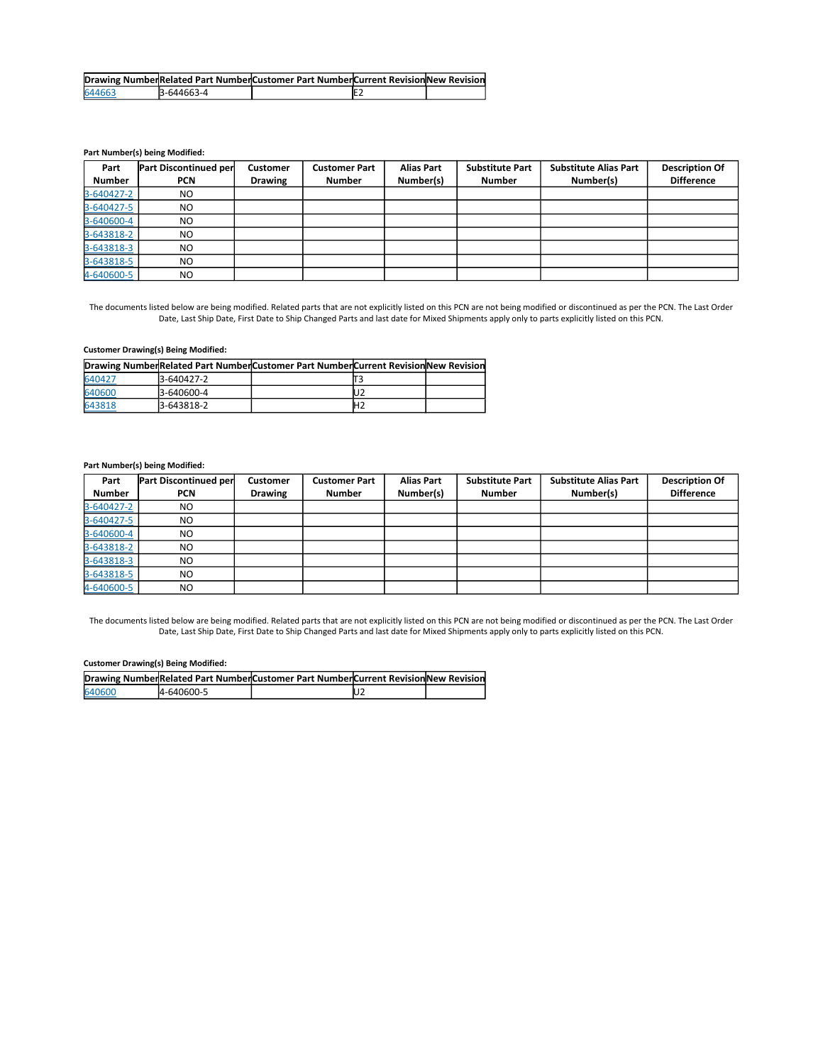| Drawing Number | Related Part Number | Customer Part Number | Current Revision | New Revision |
|---|---|---|---|---|
| 644663 | 3-644663-4 | | E2 | |

**Part Number(s) being Modified:**

| Part Number | Part Discontinued per PCN | Customer Drawing | Customer Part Number | Alias Part Number(s) | Substitute Part Number | Substitute Alias Part Number(s) | Description Of Difference |
|---|---|---|---|---|---|---|---|
| 3-640427-2 | NO | | | | | | |
| 3-640427-5 | NO | | | | | | |
| 3-640600-4 | NO | | | | | | |
| 3-643818-2 | NO | | | | | | |
| 3-643818-3 | NO | | | | | | |
| 3-643818-5 | NO | | | | | | |
| 4-640600-5 | NO | | | | | | |

The documents listed below are being modified. Related parts that are not explicitly listed on this PCN are not being modified or discontinued as per the PCN. The Last Order Date, Last Ship Date, First Date to Ship Changed Parts and last date for Mixed Shipments apply only to parts explicitly listed on this PCN.

**Customer Drawing(s) Being Modified:**

| Drawing Number | Related Part Number | Customer Part Number | Current Revision | New Revision |
|---|---|---|---|---|
| 640427 | 3-640427-2 | | T3 | |
| 640600 | 3-640600-4 | | U2 | |
| 643818 | 3-643818-2 | | H2 | |

**Part Number(s) being Modified:**

| Part Number | Part Discontinued per PCN | Customer Drawing | Customer Part Number | Alias Part Number(s) | Substitute Part Number | Substitute Alias Part Number(s) | Description Of Difference |
|---|---|---|---|---|---|---|---|
| 3-640427-2 | NO | | | | | | |
| 3-640427-5 | NO | | | | | | |
| 3-640600-4 | NO | | | | | | |
| 3-643818-2 | NO | | | | | | |
| 3-643818-3 | NO | | | | | | |
| 3-643818-5 | NO | | | | | | |
| 4-640600-5 | NO | | | | | | |

The documents listed below are being modified. Related parts that are not explicitly listed on this PCN are not being modified or discontinued as per the PCN. The Last Order Date, Last Ship Date, First Date to Ship Changed Parts and last date for Mixed Shipments apply only to parts explicitly listed on this PCN.

**Customer Drawing(s) Being Modified:**

| Drawing Number | Related Part Number | Customer Part Number | Current Revision | New Revision |
|---|---|---|---|---|
| 640600 | 4-640600-5 | | U2 | |